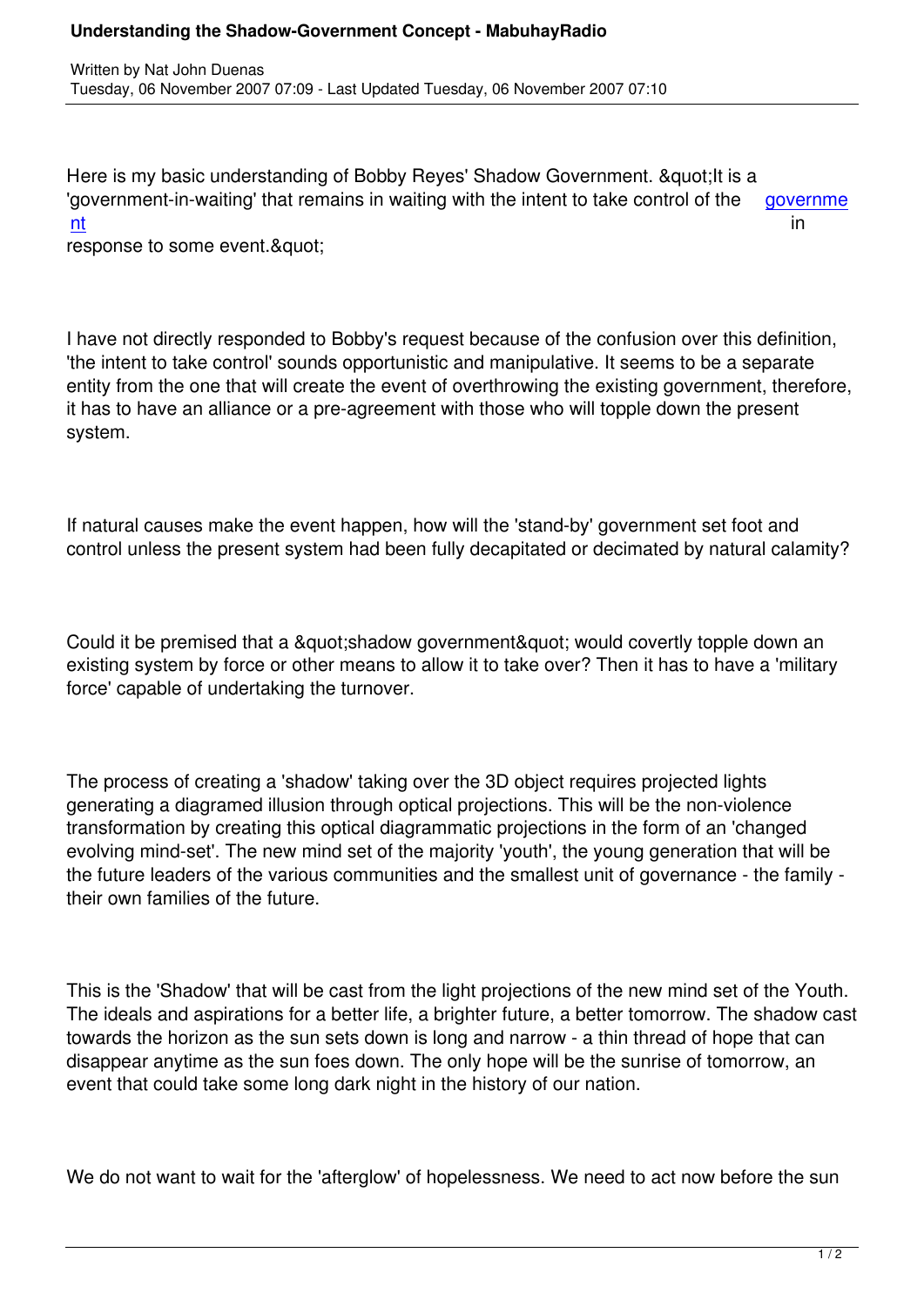# Understanding the Shadow-Government Concept - MabuhayRadio

Written by Nat John Duenas
Tuesday, 06 November 2007 07:09 - Last Updated Tuesday, 06 November 2007 07:10

Here is my basic understanding of Bobby Reyes' Shadow Government. "It is a 'government-in-waiting' that remains in waiting with the intent to take control of the government in response to some event."

I have not directly responded to Bobby's request because of the confusion over this definition, 'the intent to take control' sounds opportunistic and manipulative. It seems to be a separate entity from the one that will create the event of overthrowing the existing government, therefore, it has to have an alliance or a pre-agreement with those who will topple down the present system.

If natural causes make the event happen, how will the 'stand-by' government set foot and control unless the present system had been fully decapitated or decimated by natural calamity?

Could it be premised that a "shadow government" would covertly topple down an existing system by force or other means to allow it to take over? Then it has to have a 'military force' capable of undertaking the turnover.

The process of creating a 'shadow' taking over the 3D object requires projected lights generating a diagramed illusion through optical projections. This will be the non-violence transformation by creating this optical diagrammatic projections in the form of an 'changed evolving mind-set'. The new mind set of the majority 'youth', the young generation that will be the future leaders of the various communities and the smallest unit of governance - the family - their own families of the future.

This is the 'Shadow' that will be cast from the light projections of the new mind set of the Youth. The ideals and aspirations for a better life, a brighter future, a better tomorrow. The shadow cast towards the horizon as the sun sets down is long and narrow - a thin thread of hope that can disappear anytime as the sun foes down. The only hope will be the sunrise of tomorrow, an event that could take some long dark night in the history of our nation.

We do not want to wait for the 'afterglow' of hopelessness. We need to act now before the sun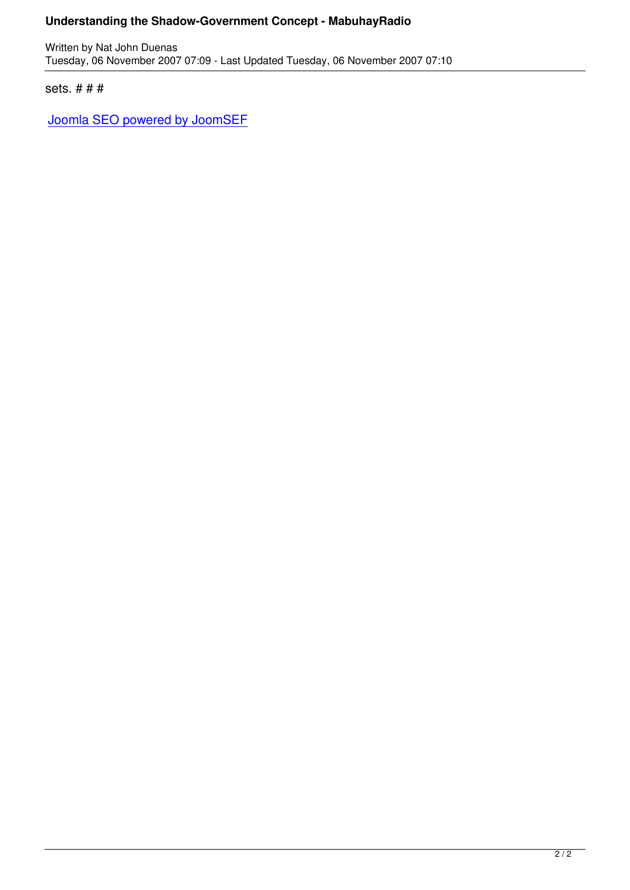sets. # # #

Joomla SEO powered by JoomSEF